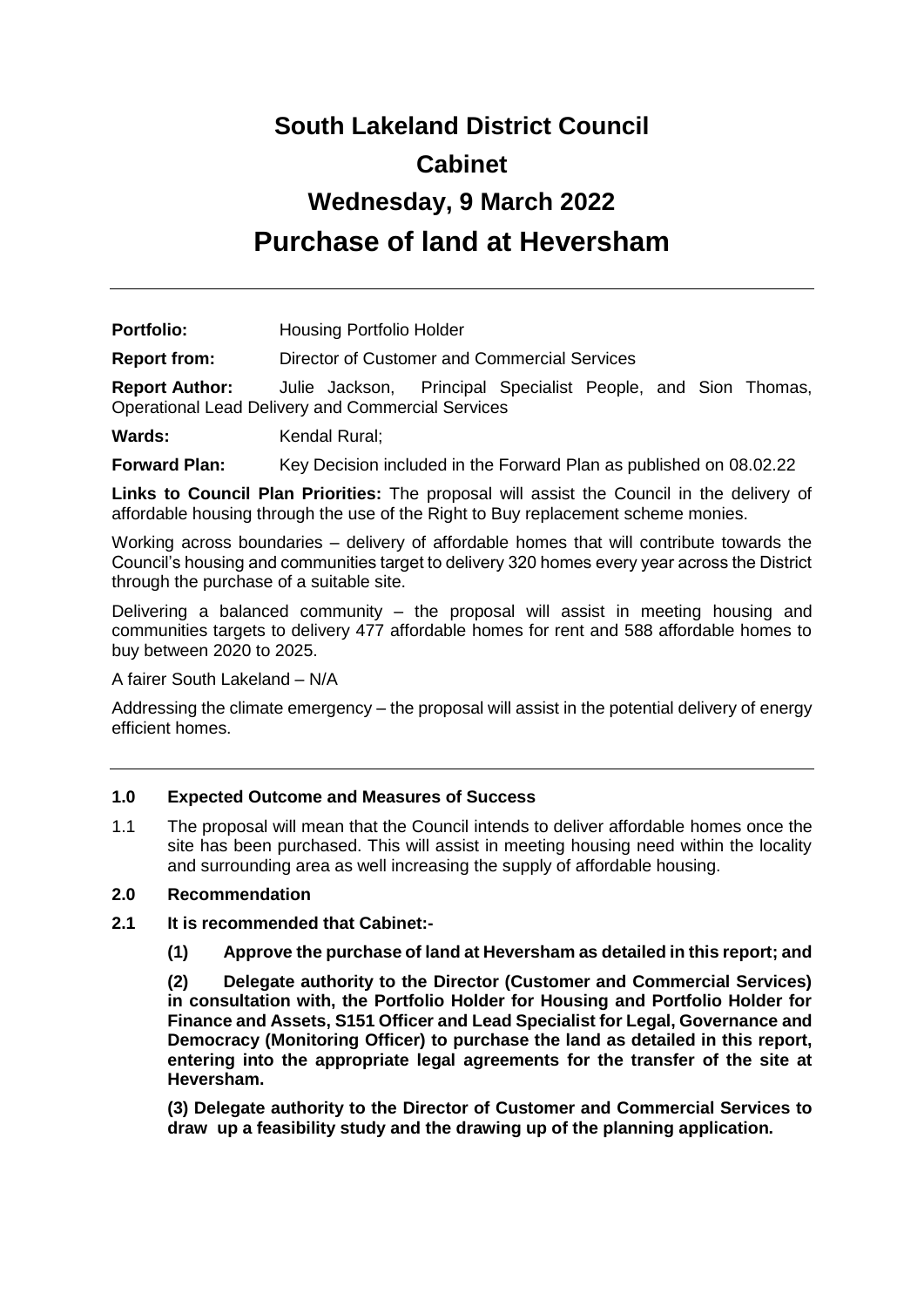# South Lakeland District Council

# Cabinet

# Wednesday, 9 March 2022

# Purchase of land at Heversham

---

**Portfolio:** Housing Portfolio Holder

**Report from:** Director of Customer and Commercial Services

**Report Author:** Julie Jackson, Principal Specialist People, and Sion Thomas, Operational Lead Delivery and Commercial Services

**Wards:** Kendal Rural;

**Forward Plan:** Key Decision included in the Forward Plan as published on 08.02.22

**Links to Council Plan Priorities:** The proposal will assist the Council in the delivery of affordable housing through the use of the Right to Buy replacement scheme monies.

Working across boundaries – delivery of affordable homes that will contribute towards the Council's housing and communities target to delivery 320 homes every year across the District through the purchase of a suitable site.

Delivering a balanced community – the proposal will assist in meeting housing and communities targets to delivery 477 affordable homes for rent and 588 affordable homes to buy between 2020 to 2025.

A fairer South Lakeland – N/A

Addressing the climate emergency – the proposal will assist in the potential delivery of energy efficient homes.

---

### 1.0 Expected Outcome and Measures of Success

1.1 The proposal will mean that the Council intends to deliver affordable homes once the site has been purchased. This will assist in meeting housing need within the locality and surrounding area as well increasing the supply of affordable housing.

### 2.0 Recommendation

**2.1 It is recommended that Cabinet:-**

**(1) Approve the purchase of land at Heversham as detailed in this report; and**

**(2) Delegate authority to the Director (Customer and Commercial Services) in consultation with, the Portfolio Holder for Housing and Portfolio Holder for Finance and Assets, S151 Officer and Lead Specialist for Legal, Governance and Democracy (Monitoring Officer) to purchase the land as detailed in this report, entering into the appropriate legal agreements for the transfer of the site at Heversham.**

**(3) Delegate authority to the Director of Customer and Commercial Services to draw up a feasibility study and the drawing up of the planning application.**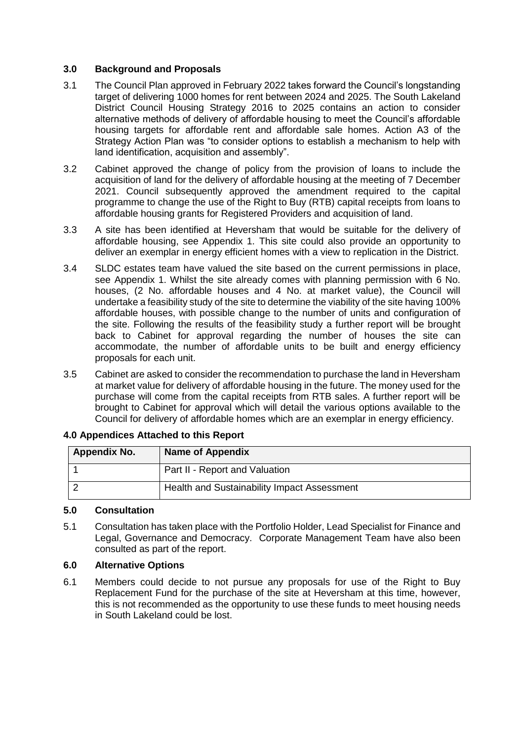### 3.0 Background and Proposals

3.1 The Council Plan approved in February 2022 takes forward the Council's longstanding target of delivering 1000 homes for rent between 2024 and 2025. The South Lakeland District Council Housing Strategy 2016 to 2025 contains an action to consider alternative methods of delivery of affordable housing to meet the Council's affordable housing targets for affordable rent and affordable sale homes. Action A3 of the Strategy Action Plan was "to consider options to establish a mechanism to help with land identification, acquisition and assembly".

3.2 Cabinet approved the change of policy from the provision of loans to include the acquisition of land for the delivery of affordable housing at the meeting of 7 December 2021. Council subsequently approved the amendment required to the capital programme to change the use of the Right to Buy (RTB) capital receipts from loans to affordable housing grants for Registered Providers and acquisition of land.

3.3 A site has been identified at Heversham that would be suitable for the delivery of affordable housing, see Appendix 1. This site could also provide an opportunity to deliver an exemplar in energy efficient homes with a view to replication in the District.

3.4 SLDC estates team have valued the site based on the current permissions in place, see Appendix 1. Whilst the site already comes with planning permission with 6 No. houses, (2 No. affordable houses and 4 No. at market value), the Council will undertake a feasibility study of the site to determine the viability of the site having 100% affordable houses, with possible change to the number of units and configuration of the site. Following the results of the feasibility study a further report will be brought back to Cabinet for approval regarding the number of houses the site can accommodate, the number of affordable units to be built and energy efficiency proposals for each unit.

3.5 Cabinet are asked to consider the recommendation to purchase the land in Heversham at market value for delivery of affordable housing in the future. The money used for the purchase will come from the capital receipts from RTB sales. A further report will be brought to Cabinet for approval which will detail the various options available to the Council for delivery of affordable homes which are an exemplar in energy efficiency.

### 4.0 Appendices Attached to this Report

| Appendix No. | Name of Appendix |
|---|---|
| 1 | Part II - Report and Valuation |
| 2 | Health and Sustainability Impact Assessment |

### 5.0 Consultation

5.1 Consultation has taken place with the Portfolio Holder, Lead Specialist for Finance and Legal, Governance and Democracy. Corporate Management Team have also been consulted as part of the report.

### 6.0 Alternative Options

6.1 Members could decide to not pursue any proposals for use of the Right to Buy Replacement Fund for the purchase of the site at Heversham at this time, however, this is not recommended as the opportunity to use these funds to meet housing needs in South Lakeland could be lost.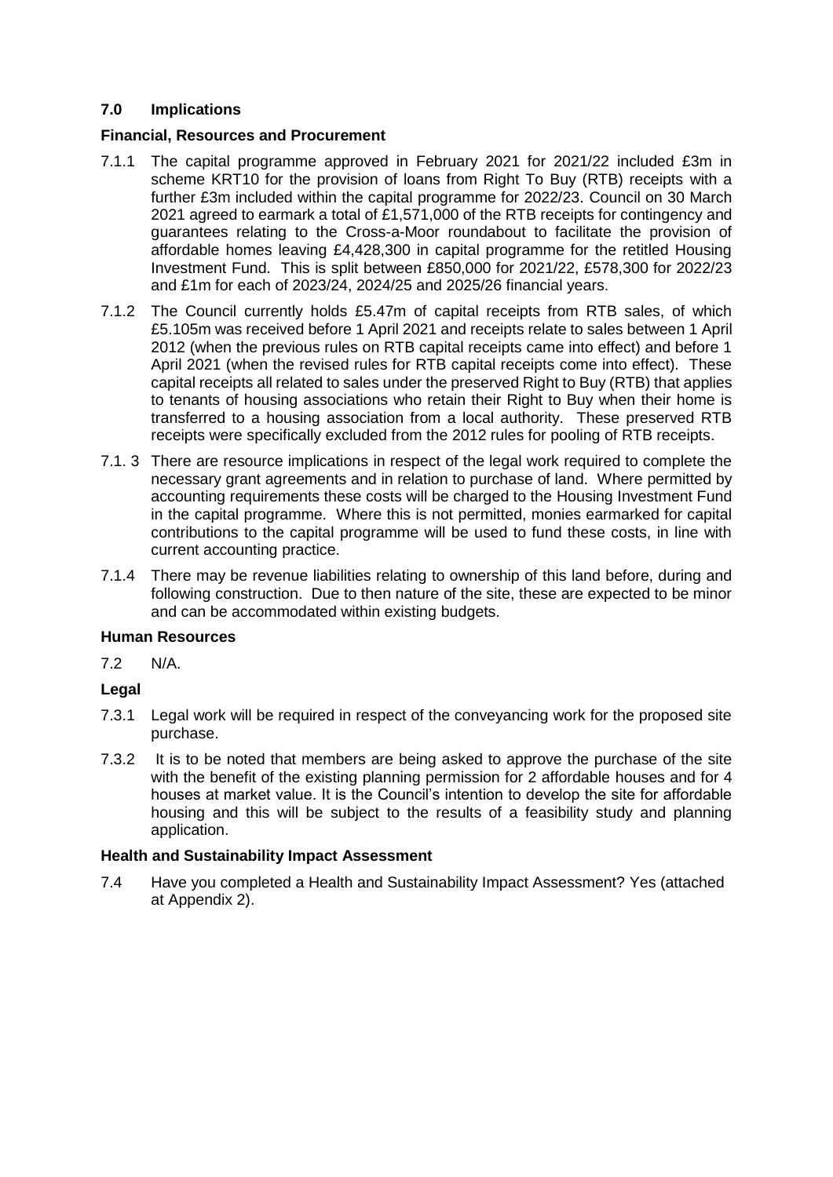## 7.0 Implications

### Financial, Resources and Procurement

7.1.1 The capital programme approved in February 2021 for 2021/22 included £3m in scheme KRT10 for the provision of loans from Right To Buy (RTB) receipts with a further £3m included within the capital programme for 2022/23. Council on 30 March 2021 agreed to earmark a total of £1,571,000 of the RTB receipts for contingency and guarantees relating to the Cross-a-Moor roundabout to facilitate the provision of affordable homes leaving £4,428,300 in capital programme for the retitled Housing Investment Fund. This is split between £850,000 for 2021/22, £578,300 for 2022/23 and £1m for each of 2023/24, 2024/25 and 2025/26 financial years.

7.1.2 The Council currently holds £5.47m of capital receipts from RTB sales, of which £5.105m was received before 1 April 2021 and receipts relate to sales between 1 April 2012 (when the previous rules on RTB capital receipts came into effect) and before 1 April 2021 (when the revised rules for RTB capital receipts come into effect). These capital receipts all related to sales under the preserved Right to Buy (RTB) that applies to tenants of housing associations who retain their Right to Buy when their home is transferred to a housing association from a local authority. These preserved RTB receipts were specifically excluded from the 2012 rules for pooling of RTB receipts.

7.1. 3 There are resource implications in respect of the legal work required to complete the necessary grant agreements and in relation to purchase of land. Where permitted by accounting requirements these costs will be charged to the Housing Investment Fund in the capital programme. Where this is not permitted, monies earmarked for capital contributions to the capital programme will be used to fund these costs, in line with current accounting practice.

7.1.4 There may be revenue liabilities relating to ownership of this land before, during and following construction. Due to then nature of the site, these are expected to be minor and can be accommodated within existing budgets.

### Human Resources

7.2 N/A.

### Legal

7.3.1 Legal work will be required in respect of the conveyancing work for the proposed site purchase.

7.3.2 It is to be noted that members are being asked to approve the purchase of the site with the benefit of the existing planning permission for 2 affordable houses and for 4 houses at market value. It is the Council's intention to develop the site for affordable housing and this will be subject to the results of a feasibility study and planning application.

### Health and Sustainability Impact Assessment

7.4 Have you completed a Health and Sustainability Impact Assessment? Yes (attached at Appendix 2).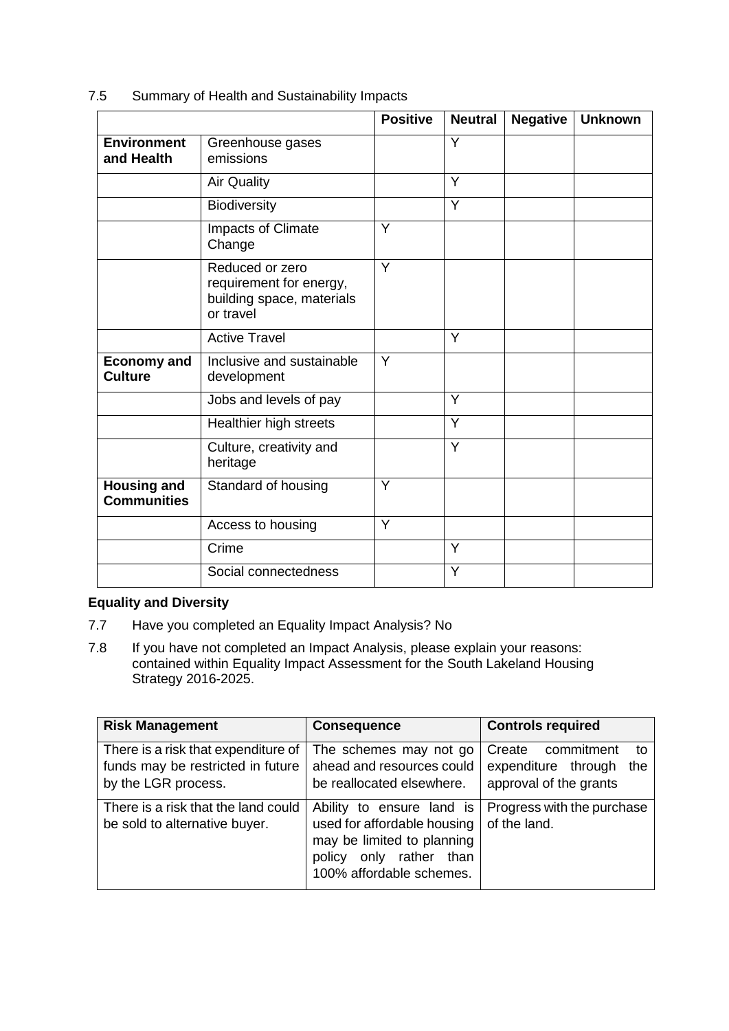7.5 Summary of Health and Sustainability Impacts

| | | Positive | Neutral | Negative | Unknown |
|---|---|---|---|---|---|
| **Environment and Health** | Greenhouse gases emissions | | Y | | |
| | Air Quality | | Y | | |
| | Biodiversity | | Y | | |
| | Impacts of Climate Change | Y | | | |
| | Reduced or zero requirement for energy, building space, materials or travel | Y | | | |
| | Active Travel | | Y | | |
| **Economy and Culture** | Inclusive and sustainable development | Y | | | |
| | Jobs and levels of pay | | Y | | |
| | Healthier high streets | | Y | | |
| | Culture, creativity and heritage | | Y | | |
| **Housing and Communities** | Standard of housing | Y | | | |
| | Access to housing | Y | | | |
| | Crime | | Y | | |
| | Social connectedness | | Y | | |

**Equality and Diversity**

7.7 Have you completed an Equality Impact Analysis? No

7.8 If you have not completed an Impact Analysis, please explain your reasons: contained within Equality Impact Assessment for the South Lakeland Housing Strategy 2016-2025.

| Risk Management | Consequence | Controls required |
|---|---|---|
| There is a risk that expenditure of funds may be restricted in future by the LGR process. | The schemes may not go ahead and resources could be reallocated elsewhere. | Create commitment to expenditure through the approval of the grants |
| There is a risk that the land could be sold to alternative buyer. | Ability to ensure land is used for affordable housing may be limited to planning policy only rather than 100% affordable schemes. | Progress with the purchase of the land. |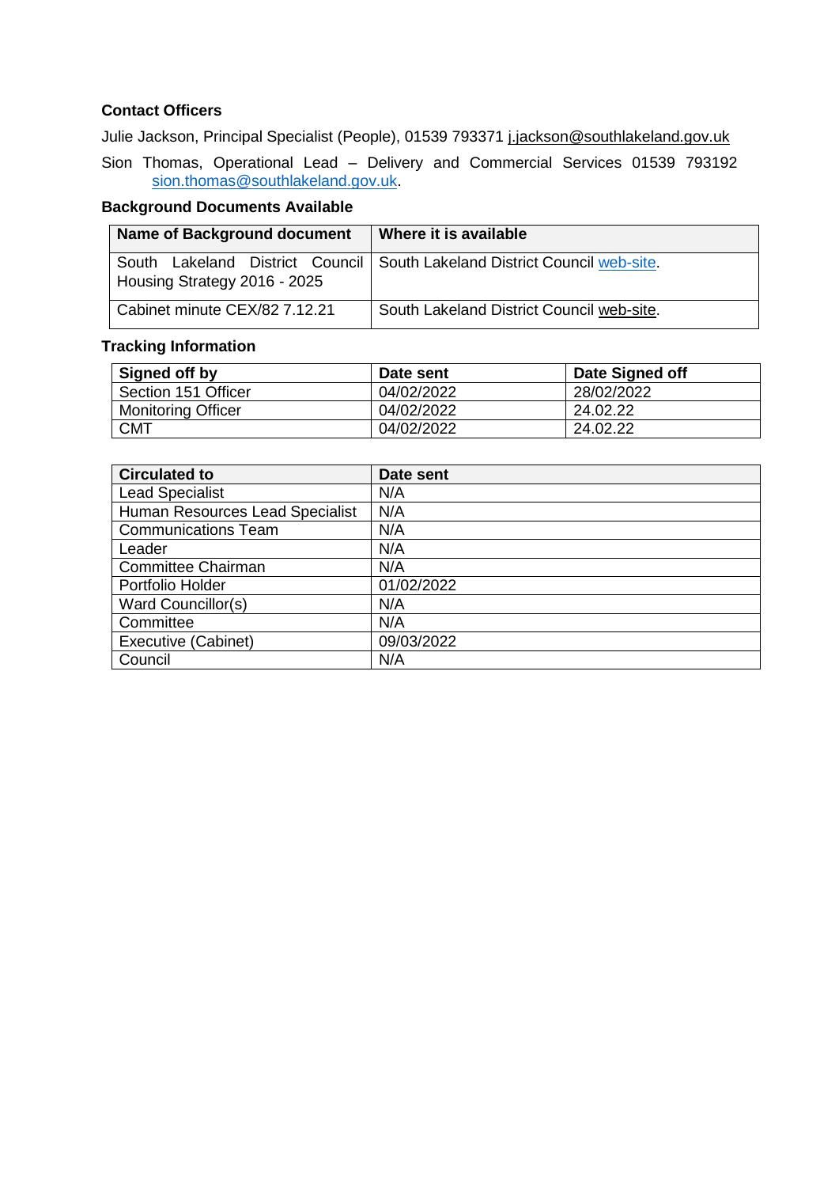**Contact Officers**

Julie Jackson, Principal Specialist (People), 01539 793371 j.jackson@southlakeland.gov.uk

Sion Thomas, Operational Lead – Delivery and Commercial Services 01539 793192 sion.thomas@southlakeland.gov.uk.

**Background Documents Available**

| Name of Background document | Where it is available |
|---|---|
| South Lakeland District Council Housing Strategy 2016 - 2025 | South Lakeland District Council web-site. |
| Cabinet minute CEX/82 7.12.21 | South Lakeland District Council web-site. |

**Tracking Information**

| Signed off by | Date sent | Date Signed off |
|---|---|---|
| Section 151 Officer | 04/02/2022 | 28/02/2022 |
| Monitoring Officer | 04/02/2022 | 24.02.22 |
| CMT | 04/02/2022 | 24.02.22 |

| Circulated to | Date sent |
|---|---|
| Lead Specialist | N/A |
| Human Resources Lead Specialist | N/A |
| Communications Team | N/A |
| Leader | N/A |
| Committee Chairman | N/A |
| Portfolio Holder | 01/02/2022 |
| Ward Councillor(s) | N/A |
| Committee | N/A |
| Executive (Cabinet) | 09/03/2022 |
| Council | N/A |